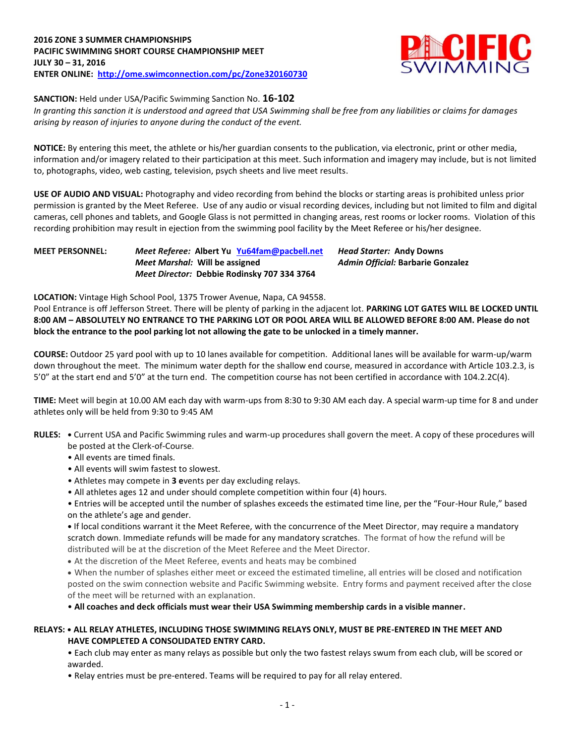**2016 ZONE 3 SUMMER CHAMPIONSHIPS**
**PACIFIC SWIMMING SHORT COURSE CHAMPIONSHIP MEET**
**JULY 30 – 31, 2016**
**ENTER ONLINE: http://ome.swimconnection.com/pc/Zone320160730**

**SANCTION:** Held under USA/Pacific Swimming Sanction No. **16-102**
*In granting this sanction it is understood and agreed that USA Swimming shall be free from any liabilities or claims for damages arising by reason of injuries to anyone during the conduct of the event.*

**NOTICE:** By entering this meet, the athlete or his/her guardian consents to the publication, via electronic, print or other media, information and/or imagery related to their participation at this meet. Such information and imagery may include, but is not limited to, photographs, video, web casting, television, psych sheets and live meet results.

**USE OF AUDIO AND VISUAL:** Photography and video recording from behind the blocks or starting areas is prohibited unless prior permission is granted by the Meet Referee. Use of any audio or visual recording devices, including but not limited to film and digital cameras, cell phones and tablets, and Google Glass is not permitted in changing areas, rest rooms or locker rooms. Violation of this recording prohibition may result in ejection from the swimming pool facility by the Meet Referee or his/her designee.

**MEET PERSONNEL:**
*Meet Referee:* **Albert Yu Yu64fam@pacbell.net**
*Meet Marshal:* **Will be assigned**
*Meet Director:* **Debbie Rodinsky 707 334 3764**
*Head Starter:* **Andy Downs**
*Admin Official:* **Barbarie Gonzalez**

**LOCATION:** Vintage High School Pool, 1375 Trower Avenue, Napa, CA 94558.
Pool Entrance is off Jefferson Street. There will be plenty of parking in the adjacent lot. **PARKING LOT GATES WILL BE LOCKED UNTIL 8:00 AM – ABSOLUTELY NO ENTRANCE TO THE PARKING LOT OR POOL AREA WILL BE ALLOWED BEFORE 8:00 AM. Please do not block the entrance to the pool parking lot not allowing the gate to be unlocked in a timely manner.**

**COURSE:** Outdoor 25 yard pool with up to 10 lanes available for competition. Additional lanes will be available for warm-up/warm down throughout the meet. The minimum water depth for the shallow end course, measured in accordance with Article 103.2.3, is 5'0" at the start end and 5'0" at the turn end. The competition course has not been certified in accordance with 104.2.2C(4).

**TIME:** Meet will begin at 10.00 AM each day with warm-ups from 8:30 to 9:30 AM each day. A special warm-up time for 8 and under athletes only will be held from 9:30 to 9:45 AM

**RULES:**
- Current USA and Pacific Swimming rules and warm-up procedures shall govern the meet. A copy of these procedures will be posted at the Clerk-of-Course.
- All events are timed finals.
- All events will swim fastest to slowest.
- Athletes may compete in **3 e**vents per day excluding relays.
- All athletes ages 12 and under should complete competition within four (4) hours.
- Entries will be accepted until the number of splashes exceeds the estimated time line, per the "Four-Hour Rule," based on the athlete's age and gender.
- If local conditions warrant it the Meet Referee, with the concurrence of the Meet Director, may require a mandatory scratch down. Immediate refunds will be made for any mandatory scratches. The format of how the refund will be distributed will be at the discretion of the Meet Referee and the Meet Director.
- At the discretion of the Meet Referee, events and heats may be combined
- When the number of splashes either meet or exceed the estimated timeline, all entries will be closed and notification posted on the swim connection website and Pacific Swimming website. Entry forms and payment received after the close of the meet will be returned with an explanation.
- **All coaches and deck officials must wear their USA Swimming membership cards in a visible manner.**

**RELAYS:**
- **ALL RELAY ATHLETES, INCLUDING THOSE SWIMMING RELAYS ONLY, MUST BE PRE-ENTERED IN THE MEET AND HAVE COMPLETED A CONSOLIDATED ENTRY CARD.**
- Each club may enter as many relays as possible but only the two fastest relays swum from each club, will be scored or awarded.
- Relay entries must be pre-entered. Teams will be required to pay for all relay entered.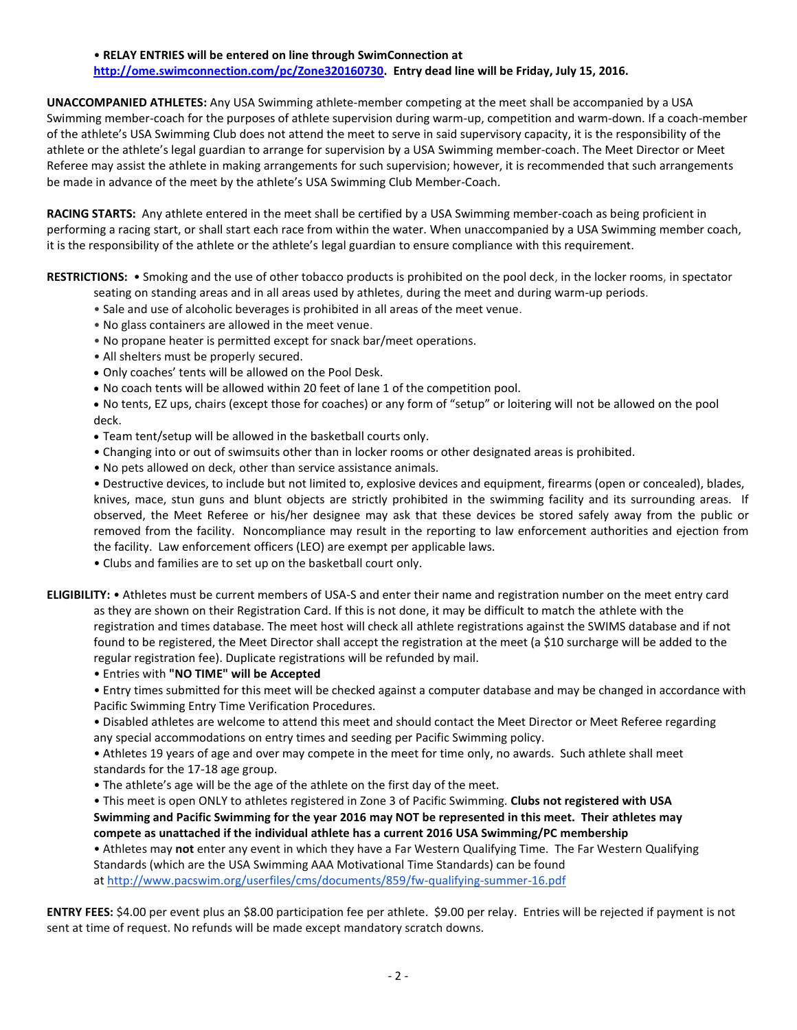• **RELAY ENTRIES will be entered on line through SwimConnection at [http://ome.swimconnection.com/pc/Zone320160730](http://ome.swimconnection.com/pc/Zone320160730). Entry dead line will be Friday, July 15, 2016.**

**UNACCOMPANIED ATHLETES:** Any USA Swimming athlete-member competing at the meet shall be accompanied by a USA Swimming member-coach for the purposes of athlete supervision during warm-up, competition and warm-down. If a coach-member of the athlete's USA Swimming Club does not attend the meet to serve in said supervisory capacity, it is the responsibility of the athlete or the athlete's legal guardian to arrange for supervision by a USA Swimming member-coach. The Meet Director or Meet Referee may assist the athlete in making arrangements for such supervision; however, it is recommended that such arrangements be made in advance of the meet by the athlete's USA Swimming Club Member-Coach.

**RACING STARTS:** Any athlete entered in the meet shall be certified by a USA Swimming member-coach as being proficient in performing a racing start, or shall start each race from within the water. When unaccompanied by a USA Swimming member coach, it is the responsibility of the athlete or the athlete's legal guardian to ensure compliance with this requirement.

**RESTRICTIONS:**
- Smoking and the use of other tobacco products is prohibited on the pool deck, in the locker rooms, in spectator seating on standing areas and in all areas used by athletes, during the meet and during warm-up periods.
- Sale and use of alcoholic beverages is prohibited in all areas of the meet venue.
- No glass containers are allowed in the meet venue.
- No propane heater is permitted except for snack bar/meet operations.
- All shelters must be properly secured.
- Only coaches' tents will be allowed on the Pool Desk.
- No coach tents will be allowed within 20 feet of lane 1 of the competition pool.
- No tents, EZ ups, chairs (except those for coaches) or any form of "setup" or loitering will not be allowed on the pool deck.
- Team tent/setup will be allowed in the basketball courts only.
- Changing into or out of swimsuits other than in locker rooms or other designated areas is prohibited.
- No pets allowed on deck, other than service assistance animals.
- Destructive devices, to include but not limited to, explosive devices and equipment, firearms (open or concealed), blades, knives, mace, stun guns and blunt objects are strictly prohibited in the swimming facility and its surrounding areas. If observed, the Meet Referee or his/her designee may ask that these devices be stored safely away from the public or removed from the facility. Noncompliance may result in the reporting to law enforcement authorities and ejection from the facility. Law enforcement officers (LEO) are exempt per applicable laws.
- Clubs and families are to set up on the basketball court only.

**ELIGIBILITY:**
- Athletes must be current members of USA-S and enter their name and registration number on the meet entry card as they are shown on their Registration Card. If this is not done, it may be difficult to match the athlete with the registration and times database. The meet host will check all athlete registrations against the SWIMS database and if not found to be registered, the Meet Director shall accept the registration at the meet (a $10 surcharge will be added to the regular registration fee). Duplicate registrations will be refunded by mail.
- Entries with **"NO TIME" will be Accepted**
- Entry times submitted for this meet will be checked against a computer database and may be changed in accordance with Pacific Swimming Entry Time Verification Procedures.
- Disabled athletes are welcome to attend this meet and should contact the Meet Director or Meet Referee regarding any special accommodations on entry times and seeding per Pacific Swimming policy.
- Athletes 19 years of age and over may compete in the meet for time only, no awards. Such athlete shall meet standards for the 17-18 age group.
- The athlete's age will be the age of the athlete on the first day of the meet.
- This meet is open ONLY to athletes registered in Zone 3 of Pacific Swimming. **Clubs not registered with USA Swimming and Pacific Swimming for the year 2016 may NOT be represented in this meet. Their athletes may compete as unattached if the individual athlete has a current 2016 USA Swimming/PC membership**
- Athletes may **not** enter any event in which they have a Far Western Qualifying Time. The Far Western Qualifying Standards (which are the USA Swimming AAA Motivational Time Standards) can be found at [http://www.pacswim.org/userfiles/cms/documents/859/fw-qualifying-summer-16.pdf](http://www.pacswim.org/userfiles/cms/documents/859/fw-qualifying-summer-16.pdf)

**ENTRY FEES:** $4.00 per event plus an $8.00 participation fee per athlete. $9.00 per relay. Entries will be rejected if payment is not sent at time of request. No refunds will be made except mandatory scratch downs.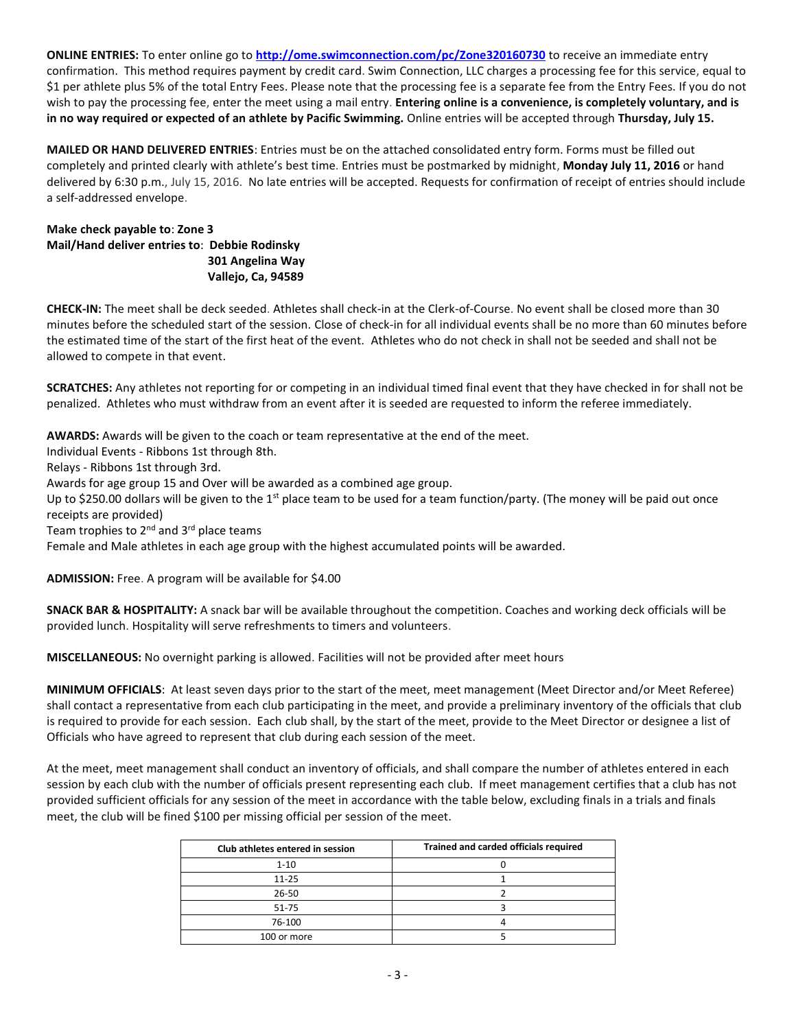**ONLINE ENTRIES:** To enter online go to **http://ome.swimconnection.com/pc/Zone320160730** to receive an immediate entry confirmation. This method requires payment by credit card. Swim Connection, LLC charges a processing fee for this service, equal to $1 per athlete plus 5% of the total Entry Fees. Please note that the processing fee is a separate fee from the Entry Fees. If you do not wish to pay the processing fee, enter the meet using a mail entry. **Entering online is a convenience, is completely voluntary, and is in no way required or expected of an athlete by Pacific Swimming.** Online entries will be accepted through **Thursday, July 15.**

**MAILED OR HAND DELIVERED ENTRIES**: Entries must be on the attached consolidated entry form. Forms must be filled out completely and printed clearly with athlete's best time. Entries must be postmarked by midnight, **Monday July 11, 2016** or hand delivered by 6:30 p.m., July 15, 2016. No late entries will be accepted. Requests for confirmation of receipt of entries should include a self-addressed envelope.

**Make check payable to**: **Zone 3**
**Mail/Hand deliver entries to**: **Debbie Rodinsky**
**301 Angelina Way**
**Vallejo, Ca, 94589**

**CHECK-IN:** The meet shall be deck seeded. Athletes shall check-in at the Clerk-of-Course. No event shall be closed more than 30 minutes before the scheduled start of the session. Close of check-in for all individual events shall be no more than 60 minutes before the estimated time of the start of the first heat of the event. Athletes who do not check in shall not be seeded and shall not be allowed to compete in that event.

**SCRATCHES:** Any athletes not reporting for or competing in an individual timed final event that they have checked in for shall not be penalized. Athletes who must withdraw from an event after it is seeded are requested to inform the referee immediately.

**AWARDS:** Awards will be given to the coach or team representative at the end of the meet.
Individual Events - Ribbons 1st through 8th.
Relays - Ribbons 1st through 3rd.
Awards for age group 15 and Over will be awarded as a combined age group.
Up to $250.00 dollars will be given to the 1st place team to be used for a team function/party. (The money will be paid out once receipts are provided)
Team trophies to 2nd and 3rd place teams
Female and Male athletes in each age group with the highest accumulated points will be awarded.

**ADMISSION:** Free. A program will be available for $4.00

**SNACK BAR & HOSPITALITY:** A snack bar will be available throughout the competition. Coaches and working deck officials will be provided lunch. Hospitality will serve refreshments to timers and volunteers.

**MISCELLANEOUS:** No overnight parking is allowed. Facilities will not be provided after meet hours

**MINIMUM OFFICIALS**: At least seven days prior to the start of the meet, meet management (Meet Director and/or Meet Referee) shall contact a representative from each club participating in the meet, and provide a preliminary inventory of the officials that club is required to provide for each session. Each club shall, by the start of the meet, provide to the Meet Director or designee a list of Officials who have agreed to represent that club during each session of the meet.

At the meet, meet management shall conduct an inventory of officials, and shall compare the number of athletes entered in each session by each club with the number of officials present representing each club. If meet management certifies that a club has not provided sufficient officials for any session of the meet in accordance with the table below, excluding finals in a trials and finals meet, the club will be fined $100 per missing official per session of the meet.

| Club athletes entered in session | Trained and carded officials required |
|---|---|
| 1-10 | 0 |
| 11-25 | 1 |
| 26-50 | 2 |
| 51-75 | 3 |
| 76-100 | 4 |
| 100 or more | 5 |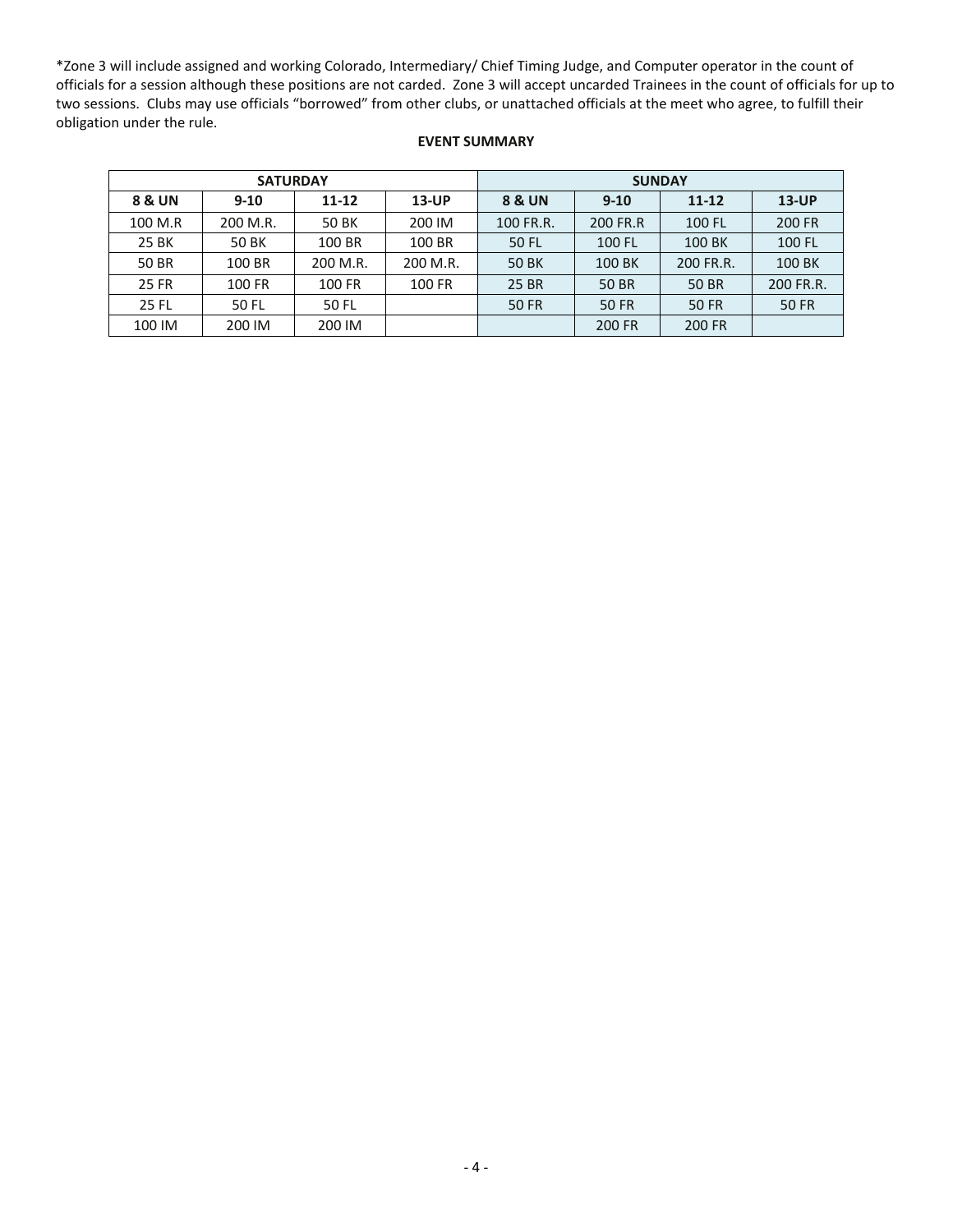*Zone 3 will include assigned and working Colorado, Intermediary/ Chief Timing Judge, and Computer operator in the count of officials for a session although these positions are not carded. Zone 3 will accept uncarded Trainees in the count of officials for up to two sessions. Clubs may use officials "borrowed" from other clubs, or unattached officials at the meet who agree, to fulfill their obligation under the rule.

**EVENT SUMMARY**

| SATURDAY | | | | SUNDAY | | | |
|---|---|---|---|---|---|---|---|
| **8 & UN** | **9-10** | **11-12** | **13-UP** | **8 & UN** | **9-10** | **11-12** | **13-UP** |
| 100 M.R | 200 M.R. | 50 BK | 200 IM | 100 FR.R. | 200 FR.R | 100 FL | 200 FR |
| 25 BK | 50 BK | 100 BR | 100 BR | 50 FL | 100 FL | 100 BK | 100 FL |
| 50 BR | 100 BR | 200 M.R. | 200 M.R. | 50 BK | 100 BK | 200 FR.R. | 100 BK |
| 25 FR | 100 FR | 100 FR | 100 FR | 25 BR | 50 BR | 50 BR | 200 FR.R. |
| 25 FL | 50 FL | 50 FL | | 50 FR | 50 FR | 50 FR | 50 FR |
| 100 IM | 200 IM | 200 IM | | | 200 FR | 200 FR | |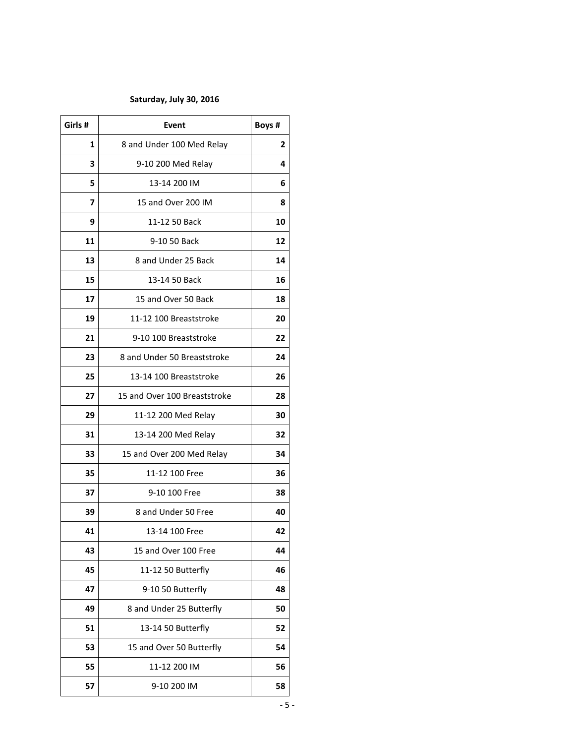**Saturday, July 30, 2016**

| Girls # | Event | Boys # |
|---|---|---|
| 1 | 8 and Under 100 Med Relay | 2 |
| 3 | 9-10 200 Med Relay | 4 |
| 5 | 13-14 200 IM | 6 |
| 7 | 15 and Over 200 IM | 8 |
| 9 | 11-12 50 Back | 10 |
| 11 | 9-10 50 Back | 12 |
| 13 | 8 and Under 25 Back | 14 |
| 15 | 13-14 50 Back | 16 |
| 17 | 15 and Over 50 Back | 18 |
| 19 | 11-12 100 Breaststroke | 20 |
| 21 | 9-10 100 Breaststroke | 22 |
| 23 | 8 and Under 50 Breaststroke | 24 |
| 25 | 13-14 100 Breaststroke | 26 |
| 27 | 15 and Over 100 Breaststroke | 28 |
| 29 | 11-12 200 Med Relay | 30 |
| 31 | 13-14 200 Med Relay | 32 |
| 33 | 15 and Over 200 Med Relay | 34 |
| 35 | 11-12 100 Free | 36 |
| 37 | 9-10 100 Free | 38 |
| 39 | 8 and Under 50 Free | 40 |
| 41 | 13-14 100 Free | 42 |
| 43 | 15 and Over 100 Free | 44 |
| 45 | 11-12 50 Butterfly | 46 |
| 47 | 9-10 50 Butterfly | 48 |
| 49 | 8 and Under 25 Butterfly | 50 |
| 51 | 13-14 50 Butterfly | 52 |
| 53 | 15 and Over 50 Butterfly | 54 |
| 55 | 11-12 200 IM | 56 |
| 57 | 9-10 200 IM | 58 |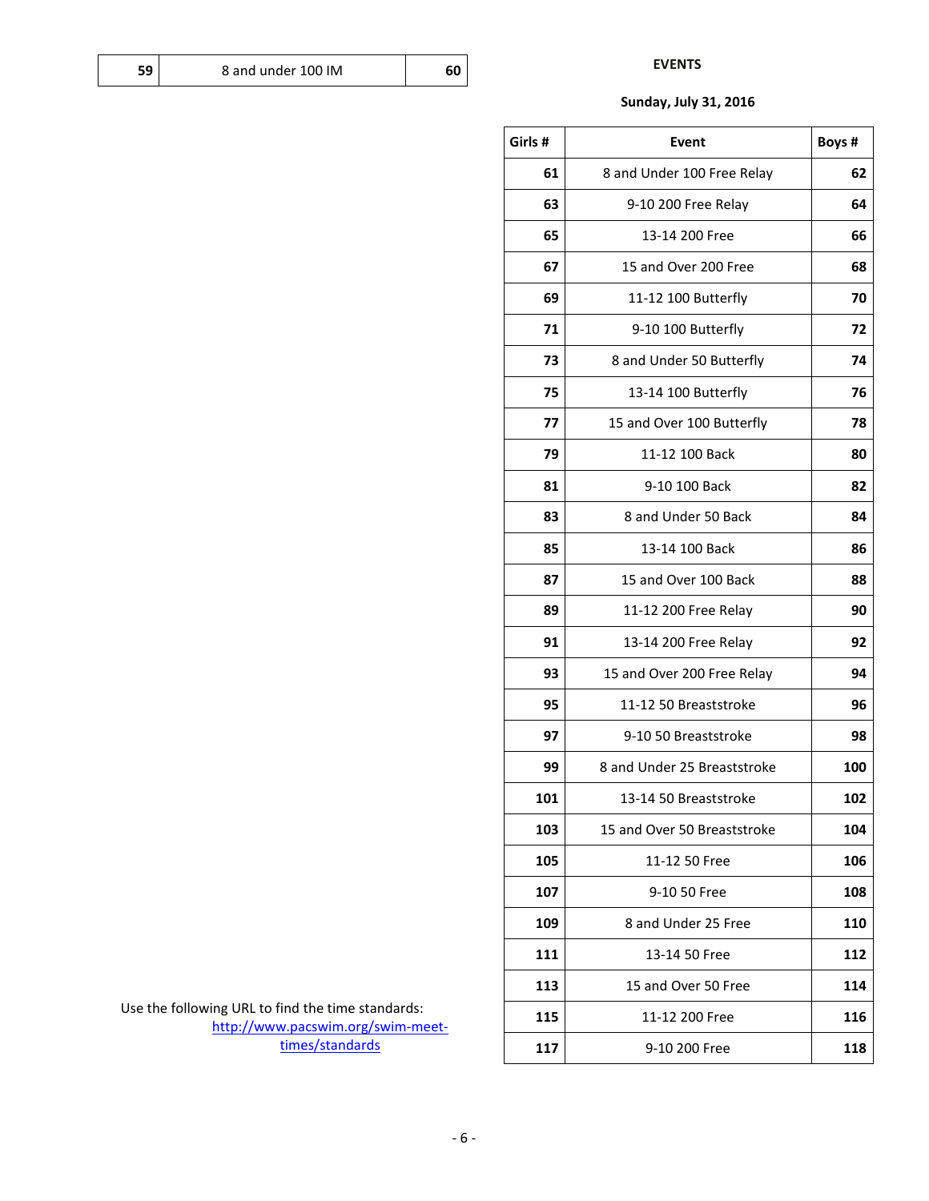| 59 | 8 and under 100 IM | 60 |
|---|---|---|

**EVENTS**

**Sunday, July 31, 2016**

| Girls # | Event | Boys # |
|---|---|---|
| 61 | 8 and Under 100 Free Relay | 62 |
| 63 | 9-10 200 Free Relay | 64 |
| 65 | 13-14 200 Free | 66 |
| 67 | 15 and Over 200 Free | 68 |
| 69 | 11-12 100 Butterfly | 70 |
| 71 | 9-10 100 Butterfly | 72 |
| 73 | 8 and Under 50 Butterfly | 74 |
| 75 | 13-14 100 Butterfly | 76 |
| 77 | 15 and Over 100 Butterfly | 78 |
| 79 | 11-12 100 Back | 80 |
| 81 | 9-10 100 Back | 82 |
| 83 | 8 and Under 50 Back | 84 |
| 85 | 13-14 100 Back | 86 |
| 87 | 15 and Over 100 Back | 88 |
| 89 | 11-12 200 Free Relay | 90 |
| 91 | 13-14 200 Free Relay | 92 |
| 93 | 15 and Over 200 Free Relay | 94 |
| 95 | 11-12 50 Breaststroke | 96 |
| 97 | 9-10 50 Breaststroke | 98 |
| 99 | 8 and Under 25 Breaststroke | 100 |
| 101 | 13-14 50 Breaststroke | 102 |
| 103 | 15 and Over 50 Breaststroke | 104 |
| 105 | 11-12 50 Free | 106 |
| 107 | 9-10 50 Free | 108 |
| 109 | 8 and Under 25 Free | 110 |
| 111 | 13-14 50 Free | 112 |
| 113 | 15 and Over 50 Free | 114 |
| 115 | 11-12 200 Free | 116 |
| 117 | 9-10 200 Free | 118 |

Use the following URL to find the time standards: http://www.pacswim.org/swim-meet-times/standards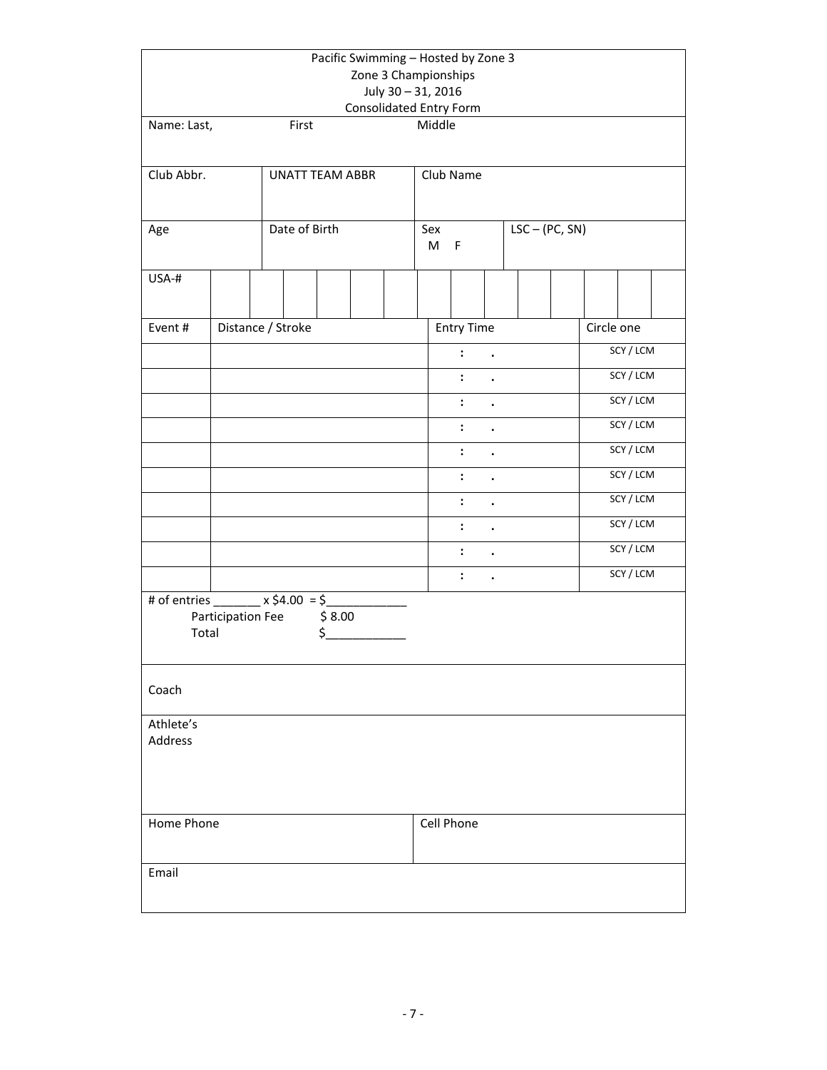Pacific Swimming – Hosted by Zone 3

Zone 3 Championships

July 30 – 31, 2016

Consolidated Entry Form

| | | | |
|---|---|---|---|
| Name: Last, | First | Middle | |
| Club Abbr. | UNATT TEAM ABBR | Club Name | |
| Age | Date of Birth | Sex M F | LSC – (PC, SN) |

| | | | | | | | | | | | | | |
|---|---|---|---|---|---|---|---|---|---|---|---|---|---|
| USA-# | | | | | | | | | | | | | |

| Event # | Distance / Stroke | Entry Time | Circle one |
|---|---|---|---|
| | | : . | SCY / LCM |
| | | : . | SCY / LCM |
| | | : . | SCY / LCM |
| | | : . | SCY / LCM |
| | | : . | SCY / LCM |
| | | : . | SCY / LCM |
| | | : . | SCY / LCM |
| | | : . | SCY / LCM |
| | | : . | SCY / LCM |
| | | : . | SCY / LCM |

# of entries _______ x $4.00 = $____________

Participation Fee $ 8.00

Total $____________

Coach

Athlete's Address

| | |
|---|---|
| Home Phone | Cell Phone |

Email